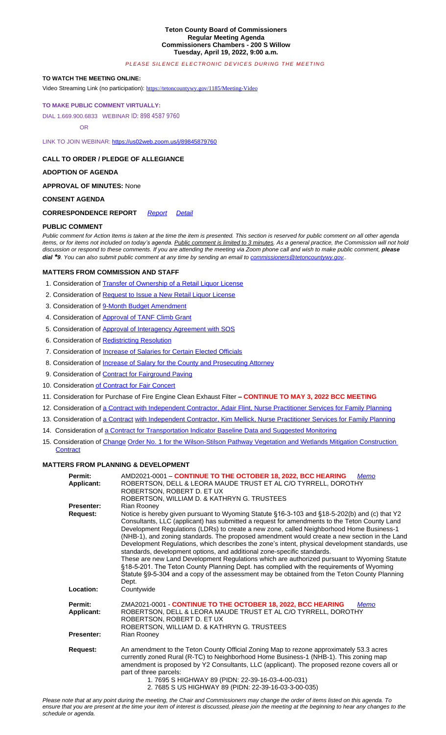**Teton County Board of Commissioners**
**Regular Meeting Agenda**
**Commissioners Chambers - 200 S Willow**
**Tuesday, April 19, 2022, 9:00 a.m.**

*PLEASE SILENCE ELECTRONIC DEVICES DURING THE MEETING*

**TO WATCH THE MEETING ONLINE:**

Video Streaming Link (no participation): https://tetoncountywy.gov/1185/Meeting-Video

**TO MAKE PUBLIC COMMENT VIRTUALLY:**

DIAL 1.669.900.6833 WEBINAR ID: 898 4587 9760

OR

LINK TO JOIN WEBINAR: https://us02web.zoom.us/j/89845879760

**CALL TO ORDER / PLEDGE OF ALLEGIANCE**

**ADOPTION OF AGENDA**

**APPROVAL OF MINUTES:** None

**CONSENT AGENDA**

**CORRESPONDENCE REPORT** *Report* *Detail*

**PUBLIC COMMENT**

*Public comment for Action Items is taken at the time the item is presented. This section is reserved for public comment on all other agenda items, or for items not included on today's agenda. Public comment is limited to 3 minutes. As a general practice, the Commission will not hold discussion or respond to these comments. If you are attending the meeting via Zoom phone call and wish to make public comment, **please dial *9**. You can also submit public comment at any time by sending an email to commissioners@tetoncountywy.gov..*

**MATTERS FROM COMMISSION AND STAFF**

1. Consideration of Transfer of Ownership of a Retail Liquor License
2. Consideration of Request to Issue a New Retail Liquor License
3. Consideration of 9-Month Budget Amendment
4. Consideration of Approval of TANF Climb Grant
5. Consideration of Approval of Interagency Agreement with SOS
6. Consideration of Redistricting Resolution
7. Consideration of Increase of Salaries for Certain Elected Officials
8. Consideration of Increase of Salary for the County and Prosecuting Attorney
9. Consideration of Contract for Fairground Paving
10. Consideration of Contract for Fair Concert
11. Consideration for Purchase of Fire Engine Clean Exhaust Filter – **CONTINUE TO MAY 3, 2022 BCC MEETING**
12. Consideration of a Contract with Independent Contractor, Adair Flint, Nurse Practitioner Services for Family Planning
13. Consideration of a Contract with Independent Contractor, Kim Mellick, Nurse Practitioner Services for Family Planning
14. Consideration of a Contract for Transportation Indicator Baseline Data and Suggested Monitoring
15. Consideration of Change Order No. 1 for the Wilson-Stilson Pathway Vegetation and Wetlands Mitigation Construction Contract

**MATTERS FROM PLANNING & DEVELOPMENT**

| | |
|---|---|
| **Permit:** | AMD2021-0001 – **CONTINUE TO THE OCTOBER 18, 2022, BCC HEARING** *Memo* |
| **Applicant:** | ROBERTSON, DELL & LEORA MAUDE TRUST ET AL C/O TYRRELL, DOROTHY<br>ROBERTSON, ROBERT D. ET UX<br>ROBERTSON, WILLIAM D. & KATHRYN G. TRUSTEES |
| **Presenter:** | Rian Rooney |
| **Request:** | Notice is hereby given pursuant to Wyoming Statute §16-3-103 and §18-5-202(b) and (c) that Y2 Consultants, LLC (applicant) has submitted a request for amendments to the Teton County Land Development Regulations (LDRs) to create a new zone, called Neighborhood Home Business-1 (NHB-1), and zoning standards. The proposed amendment would create a new section in the Land Development Regulations, which describes the zone's intent, physical development standards, use standards, development options, and additional zone-specific standards.<br>These are new Land Development Regulations which are authorized pursuant to Wyoming Statute §18-5-201. The Teton County Planning Dept. has complied with the requirements of Wyoming Statute §9-5-304 and a copy of the assessment may be obtained from the Teton County Planning Dept. |
| **Location:** | Countywide |
| **Permit:** | ZMA2021-0001 - **CONTINUE TO THE OCTOBER 18, 2022, BCC HEARING** *Memo* |
| **Applicant:** | ROBERTSON, DELL & LEORA MAUDE TRUST ET AL C/O TYRRELL, DOROTHY<br>ROBERTSON, ROBERT D. ET UX<br>ROBERTSON, WILLIAM D. & KATHRYN G. TRUSTEES |
| **Presenter:** | Rian Rooney |
| **Request:** | An amendment to the Teton County Official Zoning Map to rezone approximately 53.3 acres currently zoned Rural (R-TC) to Neighborhood Home Business-1 (NHB-1). This zoning map amendment is proposed by Y2 Consultants, LLC (applicant). The proposed rezone covers all or part of three parcels:<br>1. 7695 S HIGHWAY 89 (PIDN: 22-39-16-03-4-00-031)<br>2. 7685 S US HIGHWAY 89 (PIDN: 22-39-16-03-3-00-035) |

*Please note that at any point during the meeting, the Chair and Commissioners may change the order of items listed on this agenda. To ensure that you are present at the time your item of interest is discussed, please join the meeting at the beginning to hear any changes to the schedule or agenda.*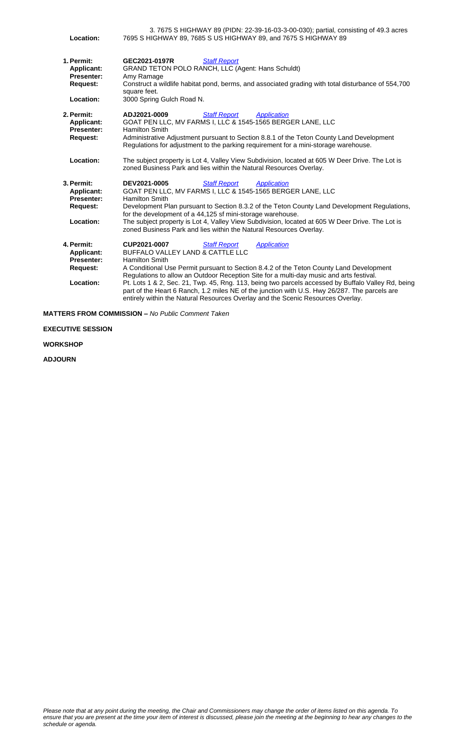3. 7675 S HIGHWAY 89 (PIDN: 22-39-16-03-3-00-030); partial, consisting of 49.3 acres

**Location:** 7695 S HIGHWAY 89, 7685 S US HIGHWAY 89, and 7675 S HIGHWAY 89

**1. Permit:** GEC2021-0197R *Staff Report*
**Applicant:** GRAND TETON POLO RANCH, LLC (Agent: Hans Schuldt)
**Presenter:** Amy Ramage
**Request:** Construct a wildlife habitat pond, berms, and associated grading with total disturbance of 554,700 square feet.
**Location:** 3000 Spring Gulch Road N.

**2. Permit:** ADJ2021-0009 *Staff Report* *Application*
**Applicant:** GOAT PEN LLC, MV FARMS I, LLC & 1545-1565 BERGER LANE, LLC
**Presenter:** Hamilton Smith
**Request:** Administrative Adjustment pursuant to Section 8.8.1 of the Teton County Land Development Regulations for adjustment to the parking requirement for a mini-storage warehouse.
**Location:** The subject property is Lot 4, Valley View Subdivision, located at 605 W Deer Drive. The Lot is zoned Business Park and lies within the Natural Resources Overlay.

**3. Permit:** DEV2021-0005 *Staff Report* *Application*
**Applicant:** GOAT PEN LLC, MV FARMS I, LLC & 1545-1565 BERGER LANE, LLC
**Presenter:** Hamilton Smith
**Request:** Development Plan pursuant to Section 8.3.2 of the Teton County Land Development Regulations, for the development of a 44,125 sf mini-storage warehouse.
**Location:** The subject property is Lot 4, Valley View Subdivision, located at 605 W Deer Drive. The Lot is zoned Business Park and lies within the Natural Resources Overlay.

**4. Permit:** CUP2021-0007 *Staff Report* *Application*
**Applicant:** BUFFALO VALLEY LAND & CATTLE LLC
**Presenter:** Hamilton Smith
**Request:** A Conditional Use Permit pursuant to Section 8.4.2 of the Teton County Land Development Regulations to allow an Outdoor Reception Site for a multi-day music and arts festival.
**Location:** Pt. Lots 1 & 2, Sec. 21, Twp. 45, Rng. 113, being two parcels accessed by Buffalo Valley Rd, being part of the Heart 6 Ranch, 1.2 miles NE of the junction with U.S. Hwy 26/287. The parcels are entirely within the Natural Resources Overlay and the Scenic Resources Overlay.

**MATTERS FROM COMMISSION –** *No Public Comment Taken*

**EXECUTIVE SESSION**

**WORKSHOP**

**ADJOURN**

*Please note that at any point during the meeting, the Chair and Commissioners may change the order of items listed on this agenda. To ensure that you are present at the time your item of interest is discussed, please join the meeting at the beginning to hear any changes to the schedule or agenda.*